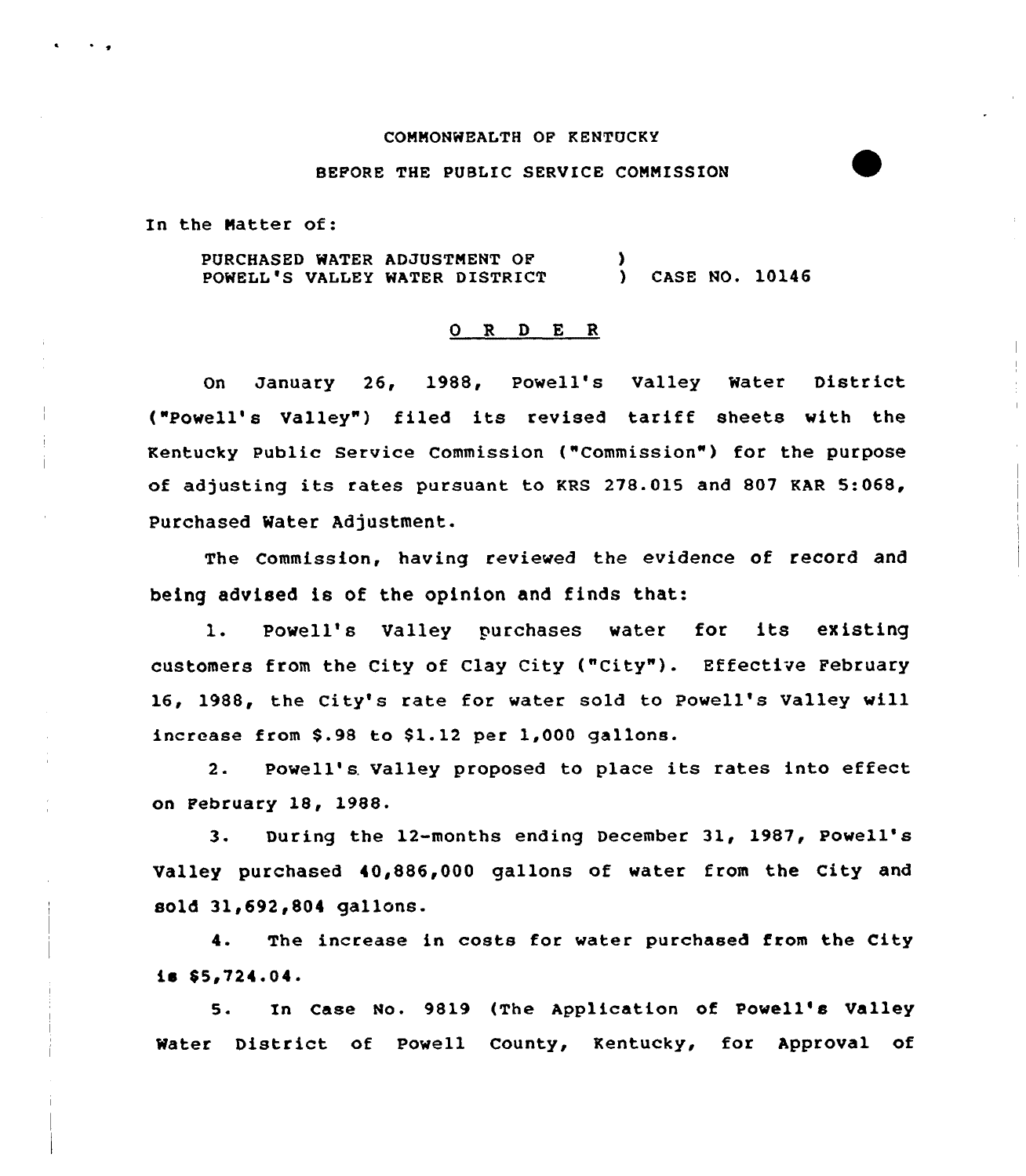COMMONWEALTH OF KENTUCKY

BEFORE THE PUBLIC SERVICE COMMISSION

In the Matter of:

PURCHASED WATER ADJUSTMENT OF POWELL'S VALLEY WATER DISTRICT ) CASE NO. 10146

O R D E R

On January 26, 1988, Powell's Valley Water District ("Powell's Valley") filed its revised tariff sheets with the Kentucky Public Service Commission ("Commission") for the purpose of adjusting its rates pursuant to KRS 278.015 and 807 KAR 5:068, Purchased Water Adjustment.

The Commission, having reviewed the evidence of record and being advised is of the opinion and finds that:

1. Powell's Valley purchases water for its existing customers from the City of Clay City ("City"). Effective February 16, 1988, the City's rate for water sold to Powell's Valley will increase from $.98 to $1.12 per 1,000 gallons.

2. Powell's Valley proposed to place its rates into effect on February 18, 1988.

3. During the 12-months ending December 31, 1987, Powell's Valley purchased 40,886,000 gallons of water from the City and sold 31,692,804 gallons.

4. The increase in costs for water purchased from the City is $5,724.04.

5. In Case No. 9819 (The Application of Powell's Valley Water District of Powell County, Kentucky, for Approval of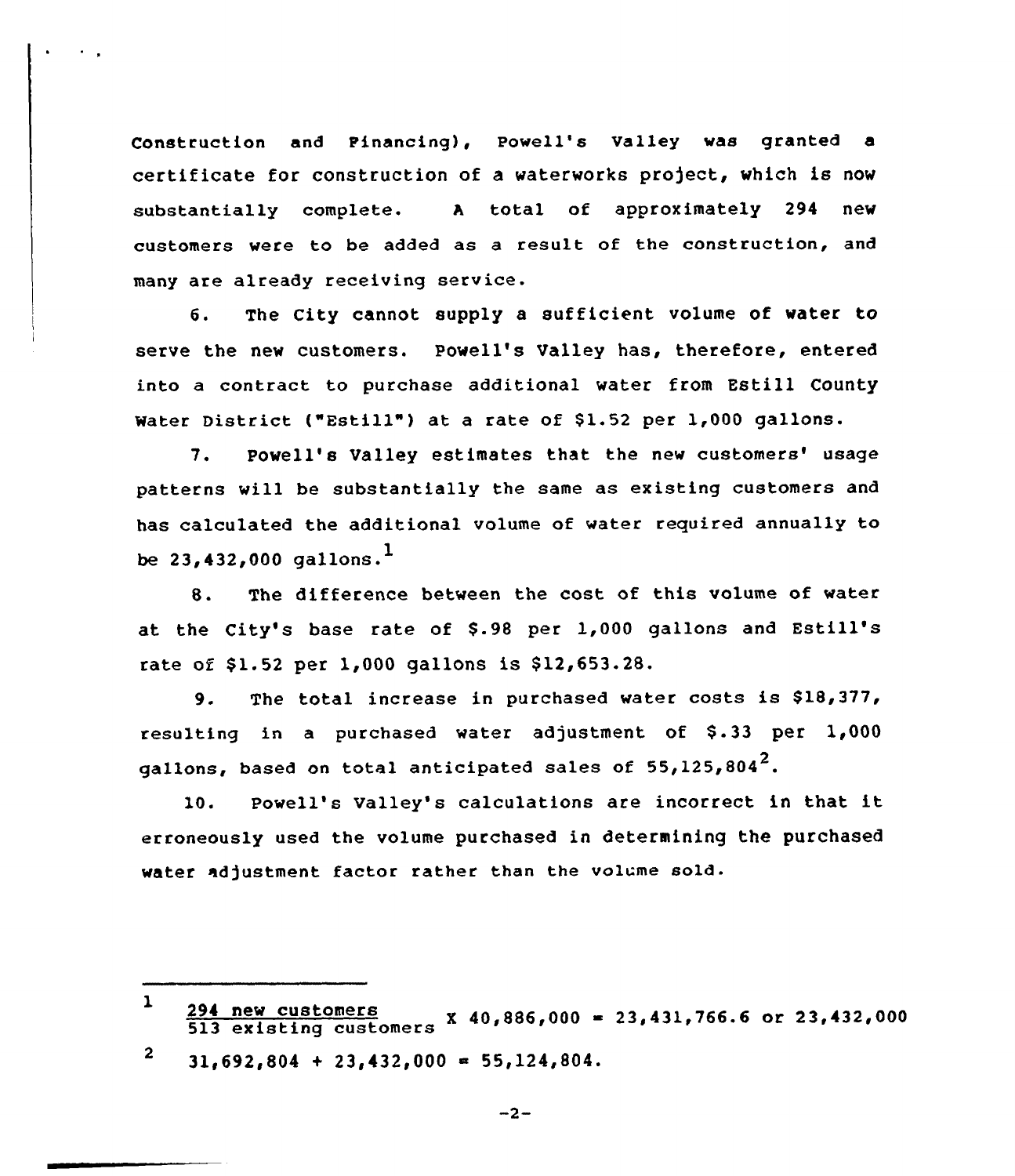Construction and Financing), Powell's Valley was granted a certificate for construction of a waterworks project, which is now substantially complete. A total of approximately 294 new customers were to be added as a result of the construction, and many are already receiving service.

6. The City cannot supply a sufficient volume of water to serve the new customers. Powell's Valley has, therefore, entered into a contract to purchase additional water from Estill County Water District ("Estill") at a rate of $1.52 per 1,000 gallons.

7. Powell's Valley estimates that the new customers' usage patterns will be substantially the same as existing customers and has calculated the additional volume of water required annually to be 23,432,000 gallons.[1]

8. The difference between the cost of this volume of water at the City's base rate of $.98 per 1,000 gallons and Estill's rate of $1.52 per 1,000 gallons is $12,653.28.

9. The total increase in purchased water costs is $18,377, resulting in a purchased water adjustment of $.33 per 1,000 gallons, based on total anticipated sales of 55,125,804[2].

10. Powell's Valley's calculations are incorrect in that it erroneously used the volume purchased in determining the purchased water adjustment factor rather than the volume sold.

---

[1] $\frac{\text{294 new customers}}{\text{513 existing customers}}$ X 40,886,000 = 23,431,766.6 or 23,432,000

[2] 31,692,804 + 23,432,000 = 55,124,804.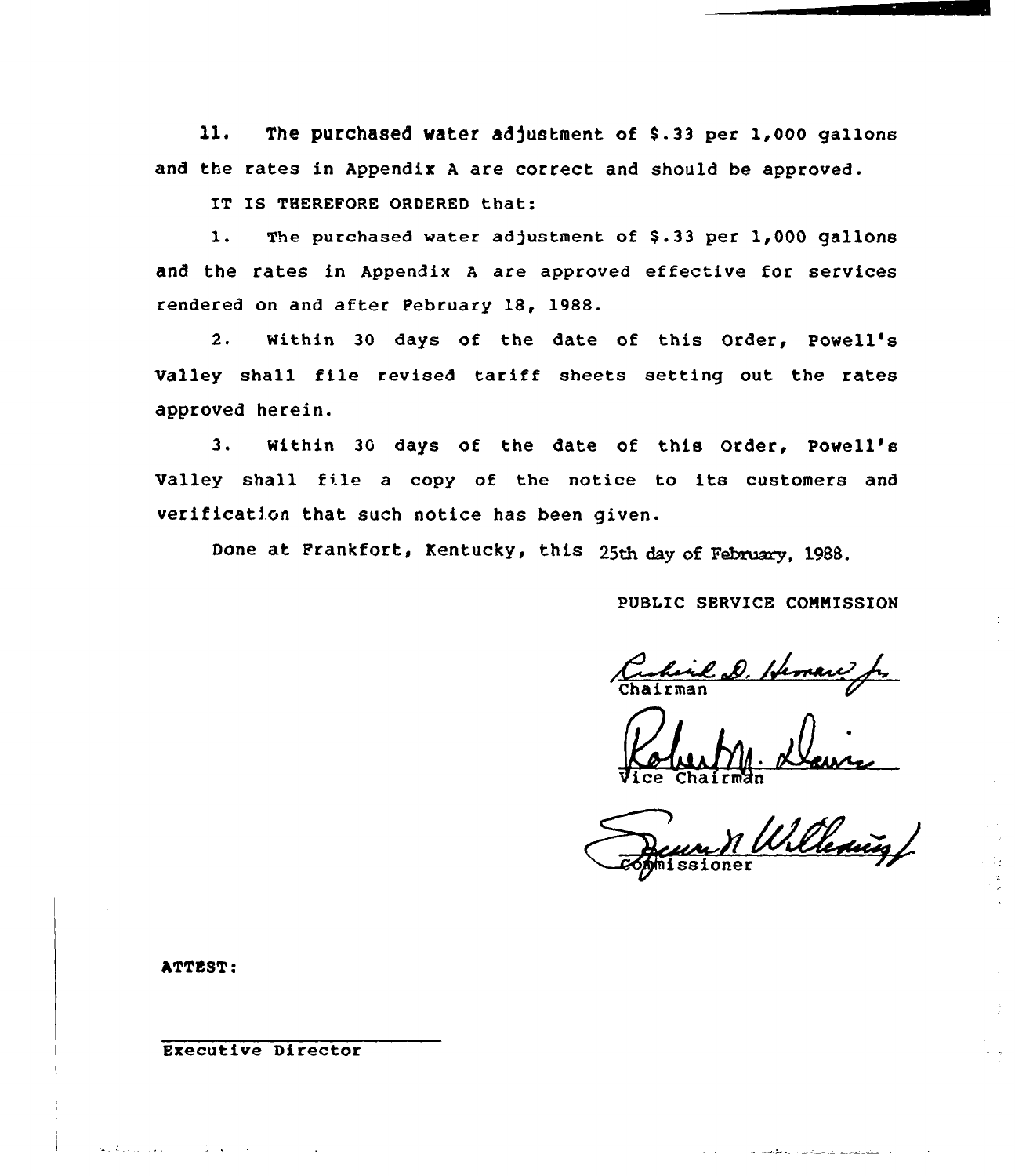11. The purchased water adjustment of $.33 per 1,000 gallons and the rates in Appendix A are correct and should be approved.

IT IS THEREFORE ORDERED that:

1. The purchased water adjustment of $.33 per 1,000 gallons and the rates in Appendix A are approved effective for services rendered on and after February 18, 1988.

2. Within 30 days of the date of this Order, Powell's Valley shall file revised tariff sheets setting out the rates approved herein.

3. Within 30 days of the date of this Order, Powell's Valley shall file a copy of the notice to its customers and verification that such notice has been given.

Done at Frankfort, Kentucky, this 25th day of February, 1988.

PUBLIC SERVICE COMMISSION

Chairman

Vice Chairman

Commissioner

ATTEST:

Executive Director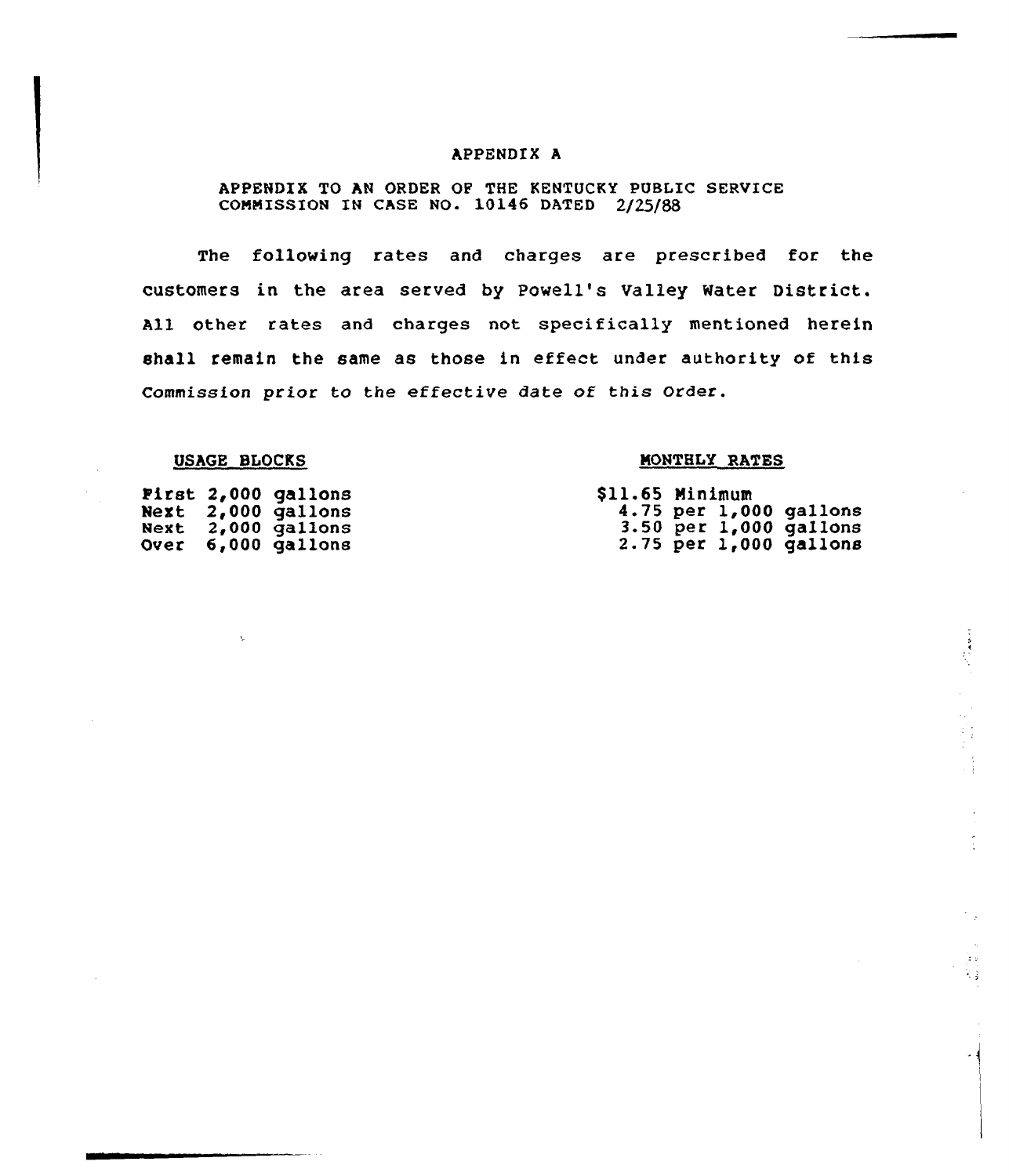# APPENDIX A

APPENDIX TO AN ORDER OF THE KENTUCKY PUBLIC SERVICE COMMISSION IN CASE NO. 10146 DATED 2/25/88

The following rates and charges are prescribed for the customers in the area served by Powell's Valley Water District. All other rates and charges not specifically mentioned herein shall remain the same as those in effect under authority of this Commission prior to the effective date of this Order.

| USAGE BLOCKS | MONTHLY RATES |
|---|---|
| First 2,000 gallons | $11.65 Minimum |
| Next 2,000 gallons | 4.75 per 1,000 gallons |
| Next 2,000 gallons | 3.50 per 1,000 gallons |
| Over 6,000 gallons | 2.75 per 1,000 gallons |